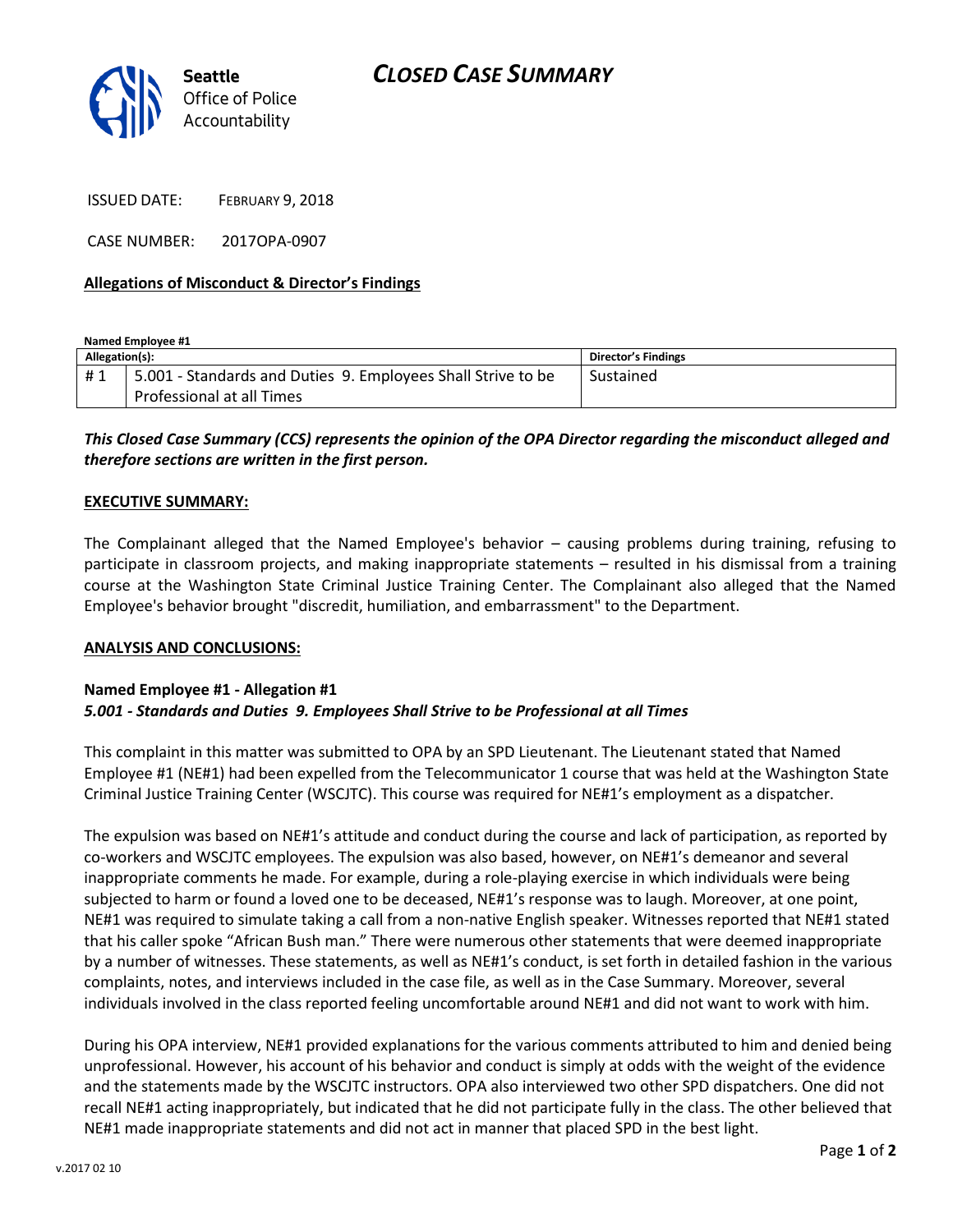# CLOSED CASE SUMMARY

**Seattle**
Office of Police Accountability

ISSUED DATE: FEBRUARY 9, 2018

CASE NUMBER: 2017OPA-0907

**Allegations of Misconduct & Director's Findings**

**Named Employee #1**

| Allegation(s): | | Director's Findings |
|---|---|---|
| # 1 | 5.001 - Standards and Duties 9. Employees Shall Strive to be Professional at all Times | Sustained |

***This Closed Case Summary (CCS) represents the opinion of the OPA Director regarding the misconduct alleged and therefore sections are written in the first person.***

**EXECUTIVE SUMMARY:**

The Complainant alleged that the Named Employee's behavior – causing problems during training, refusing to participate in classroom projects, and making inappropriate statements – resulted in his dismissal from a training course at the Washington State Criminal Justice Training Center. The Complainant also alleged that the Named Employee's behavior brought "discredit, humiliation, and embarrassment" to the Department.

**ANALYSIS AND CONCLUSIONS:**

**Named Employee #1 - Allegation #1**
***5.001 - Standards and Duties 9. Employees Shall Strive to be Professional at all Times***

This complaint in this matter was submitted to OPA by an SPD Lieutenant. The Lieutenant stated that Named Employee #1 (NE#1) had been expelled from the Telecommunicator 1 course that was held at the Washington State Criminal Justice Training Center (WSCJTC). This course was required for NE#1's employment as a dispatcher.

The expulsion was based on NE#1's attitude and conduct during the course and lack of participation, as reported by co-workers and WSCJTC employees. The expulsion was also based, however, on NE#1's demeanor and several inappropriate comments he made. For example, during a role-playing exercise in which individuals were being subjected to harm or found a loved one to be deceased, NE#1's response was to laugh. Moreover, at one point, NE#1 was required to simulate taking a call from a non-native English speaker. Witnesses reported that NE#1 stated that his caller spoke "African Bush man." There were numerous other statements that were deemed inappropriate by a number of witnesses. These statements, as well as NE#1's conduct, is set forth in detailed fashion in the various complaints, notes, and interviews included in the case file, as well as in the Case Summary. Moreover, several individuals involved in the class reported feeling uncomfortable around NE#1 and did not want to work with him.

During his OPA interview, NE#1 provided explanations for the various comments attributed to him and denied being unprofessional. However, his account of his behavior and conduct is simply at odds with the weight of the evidence and the statements made by the WSCJTC instructors. OPA also interviewed two other SPD dispatchers. One did not recall NE#1 acting inappropriately, but indicated that he did not participate fully in the class. The other believed that NE#1 made inappropriate statements and did not act in manner that placed SPD in the best light.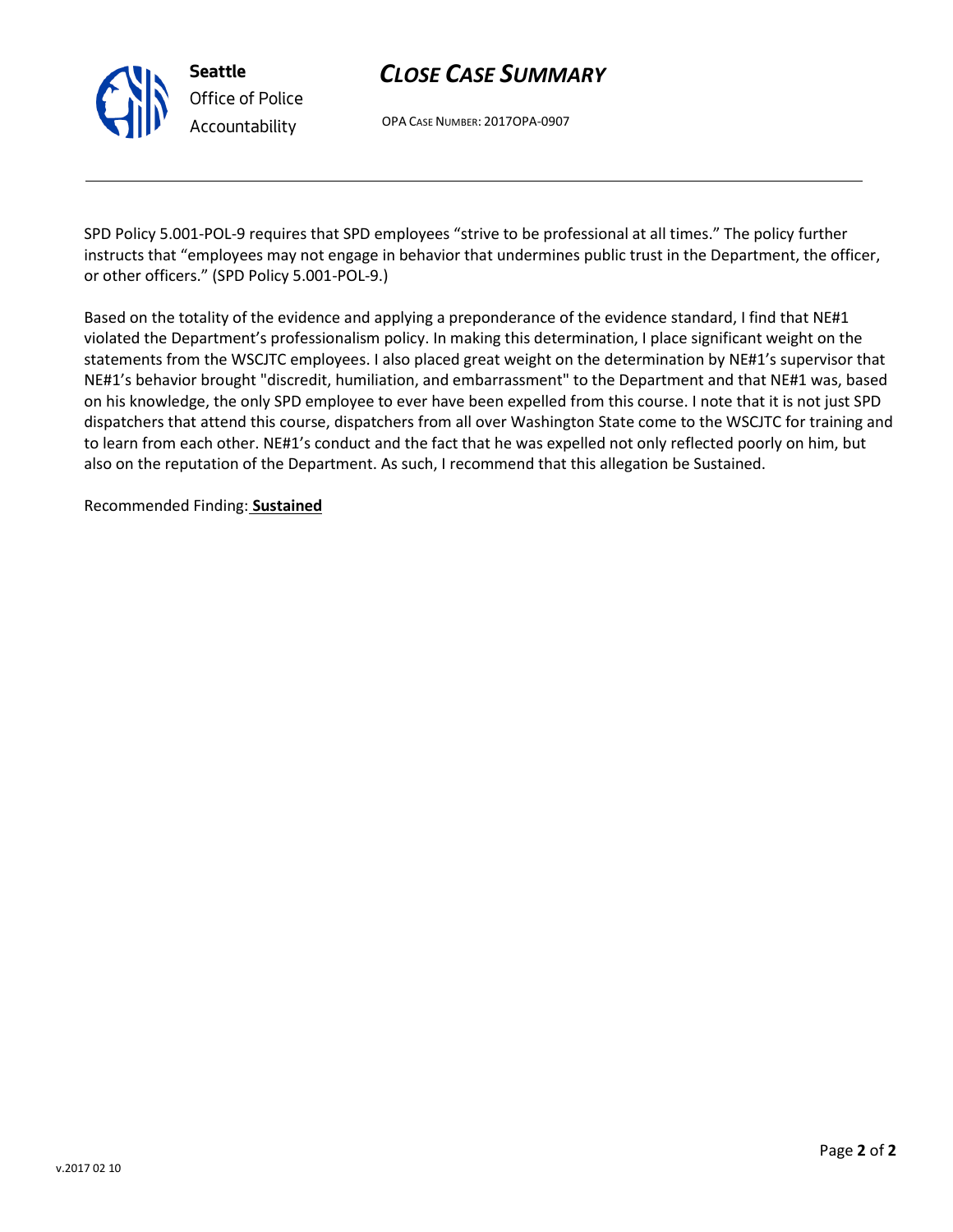SPD Policy 5.001-POL-9 requires that SPD employees "strive to be professional at all times." The policy further instructs that "employees may not engage in behavior that undermines public trust in the Department, the officer, or other officers." (SPD Policy 5.001-POL-9.)

Based on the totality of the evidence and applying a preponderance of the evidence standard, I find that NE#1 violated the Department's professionalism policy. In making this determination, I place significant weight on the statements from the WSCJTC employees. I also placed great weight on the determination by NE#1's supervisor that NE#1's behavior brought "discredit, humiliation, and embarrassment" to the Department and that NE#1 was, based on his knowledge, the only SPD employee to ever have been expelled from this course. I note that it is not just SPD dispatchers that attend this course, dispatchers from all over Washington State come to the WSCJTC for training and to learn from each other. NE#1's conduct and the fact that he was expelled not only reflected poorly on him, but also on the reputation of the Department. As such, I recommend that this allegation be Sustained.

Recommended Finding: **Sustained**